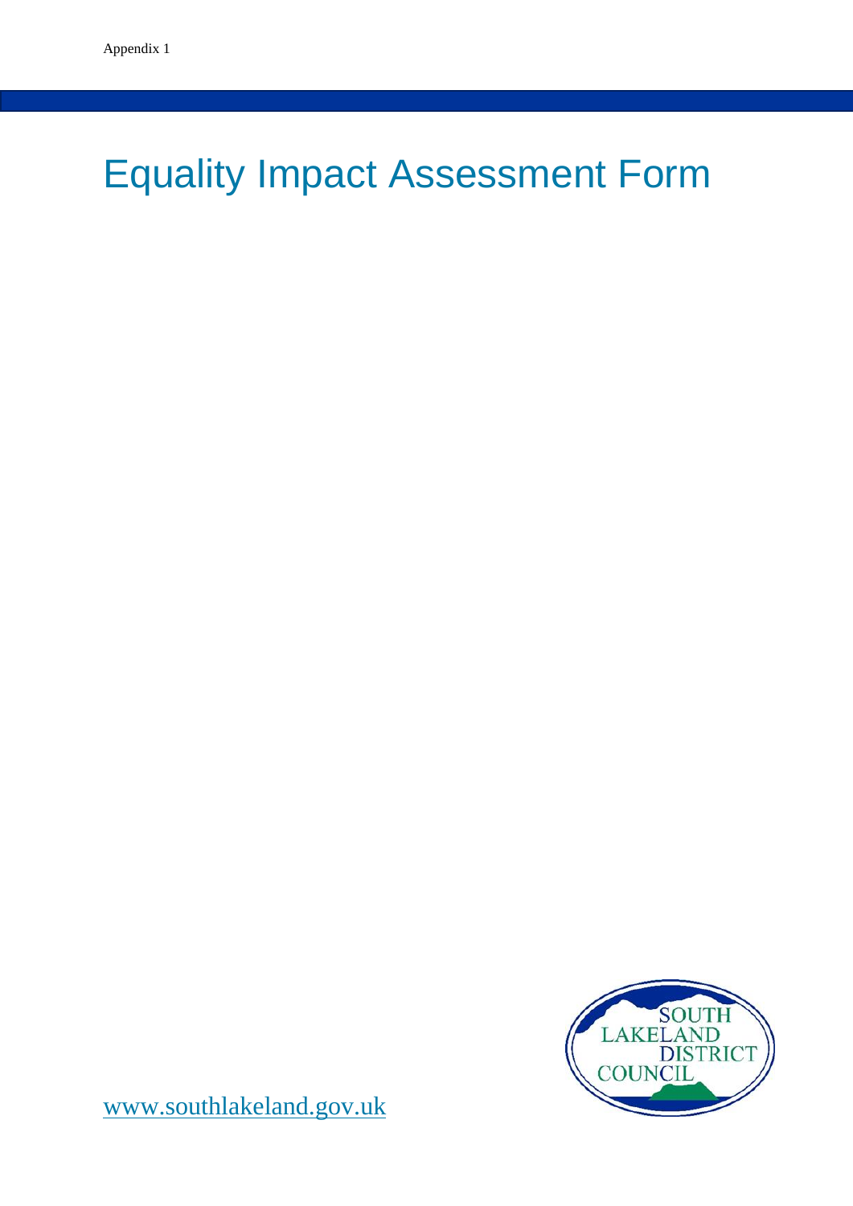Appendix 1

# Equality Impact Assessment Form

www.southlakeland.gov.uk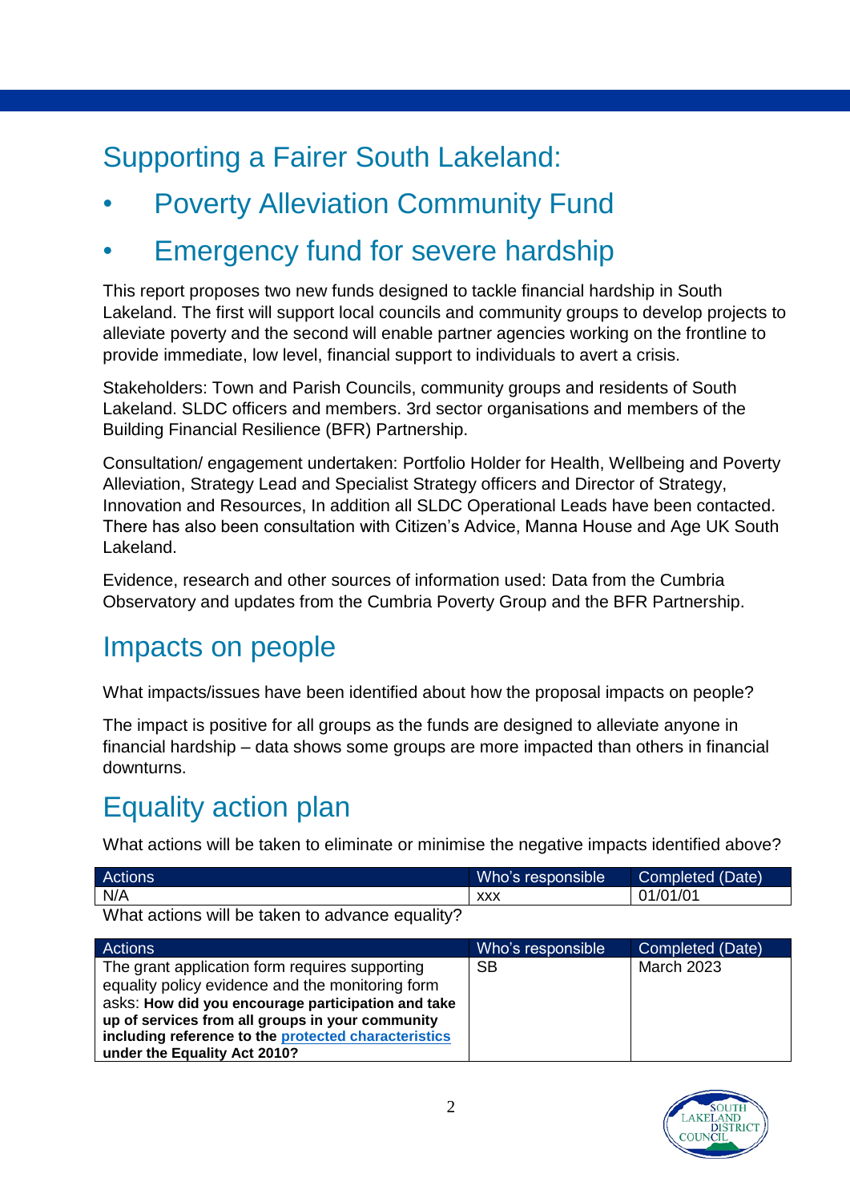# Supporting a Fairer South Lakeland:

- Poverty Alleviation Community Fund
- Emergency fund for severe hardship

This report proposes two new funds designed to tackle financial hardship in South Lakeland. The first will support local councils and community groups to develop projects to alleviate poverty and the second will enable partner agencies working on the frontline to provide immediate, low level, financial support to individuals to avert a crisis.

Stakeholders: Town and Parish Councils, community groups and residents of South Lakeland. SLDC officers and members. 3rd sector organisations and members of the Building Financial Resilience (BFR) Partnership.

Consultation/ engagement undertaken: Portfolio Holder for Health, Wellbeing and Poverty Alleviation, Strategy Lead and Specialist Strategy officers and Director of Strategy, Innovation and Resources, In addition all SLDC Operational Leads have been contacted. There has also been consultation with Citizen's Advice, Manna House and Age UK South Lakeland.

Evidence, research and other sources of information used: Data from the Cumbria Observatory and updates from the Cumbria Poverty Group and the BFR Partnership.

## Impacts on people

What impacts/issues have been identified about how the proposal impacts on people?

The impact is positive for all groups as the funds are designed to alleviate anyone in financial hardship – data shows some groups are more impacted than others in financial downturns.

## Equality action plan

What actions will be taken to eliminate or minimise the negative impacts identified above?

| Actions | Who's responsible | Completed (Date) |
|---|---|---|
| N/A | xxx | 01/01/01 |

What actions will be taken to advance equality?

| Actions | Who's responsible | Completed (Date) |
|---|---|---|
| The grant application form requires supporting equality policy evidence and the monitoring form asks: **How did you encourage participation and take up of services from all groups in your community including reference to the protected characteristics under the Equality Act 2010?** | SB | March 2023 |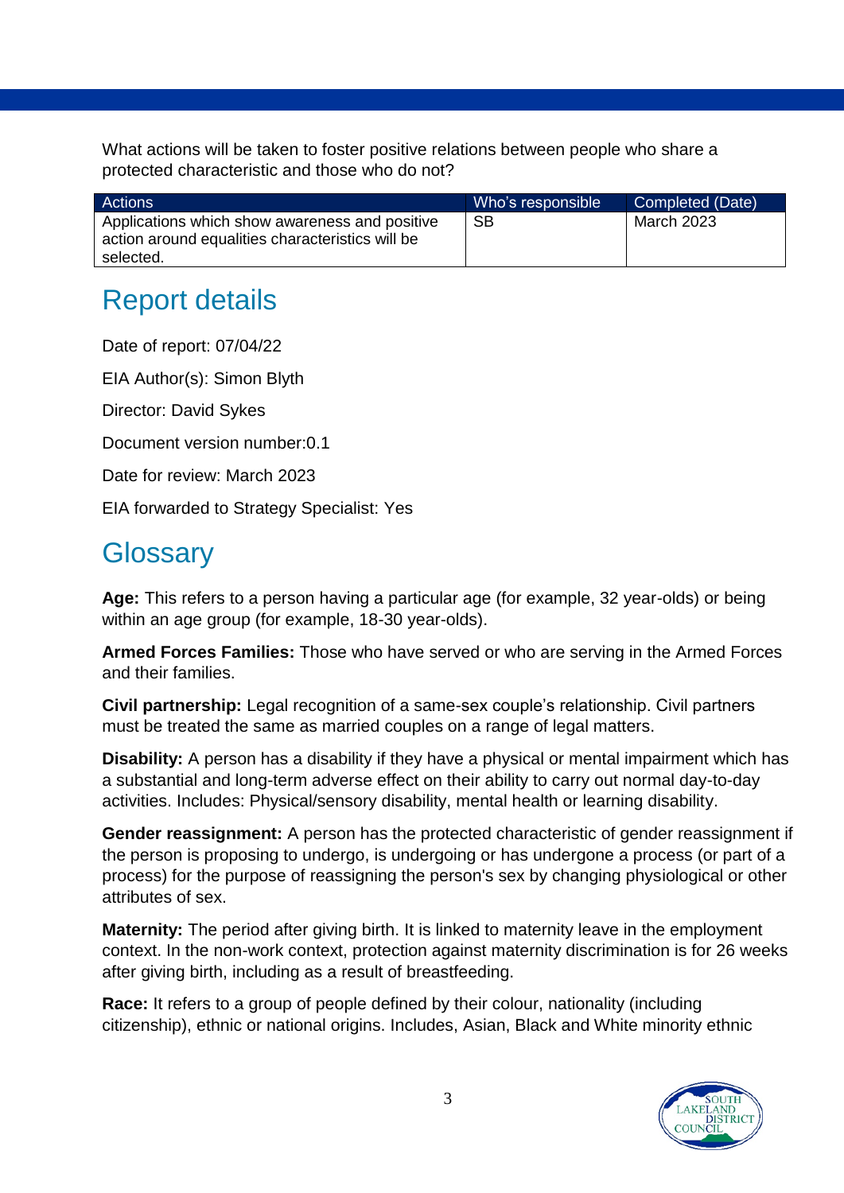What actions will be taken to foster positive relations between people who share a protected characteristic and those who do not?

| Actions | Who's responsible | Completed (Date) |
|---|---|---|
| Applications which show awareness and positive action around equalities characteristics will be selected. | SB | March 2023 |

## Report details

Date of report: 07/04/22

EIA Author(s): Simon Blyth

Director: David Sykes

Document version number:0.1

Date for review: March 2023

EIA forwarded to Strategy Specialist: Yes

## Glossary

**Age:** This refers to a person having a particular age (for example, 32 year-olds) or being within an age group (for example, 18-30 year-olds).

**Armed Forces Families:** Those who have served or who are serving in the Armed Forces and their families.

**Civil partnership:** Legal recognition of a same-sex couple's relationship. Civil partners must be treated the same as married couples on a range of legal matters.

**Disability:** A person has a disability if they have a physical or mental impairment which has a substantial and long-term adverse effect on their ability to carry out normal day-to-day activities. Includes: Physical/sensory disability, mental health or learning disability.

**Gender reassignment:** A person has the protected characteristic of gender reassignment if the person is proposing to undergo, is undergoing or has undergone a process (or part of a process) for the purpose of reassigning the person's sex by changing physiological or other attributes of sex.

**Maternity:** The period after giving birth. It is linked to maternity leave in the employment context. In the non-work context, protection against maternity discrimination is for 26 weeks after giving birth, including as a result of breastfeeding.

**Race:** It refers to a group of people defined by their colour, nationality (including citizenship), ethnic or national origins. Includes, Asian, Black and White minority ethnic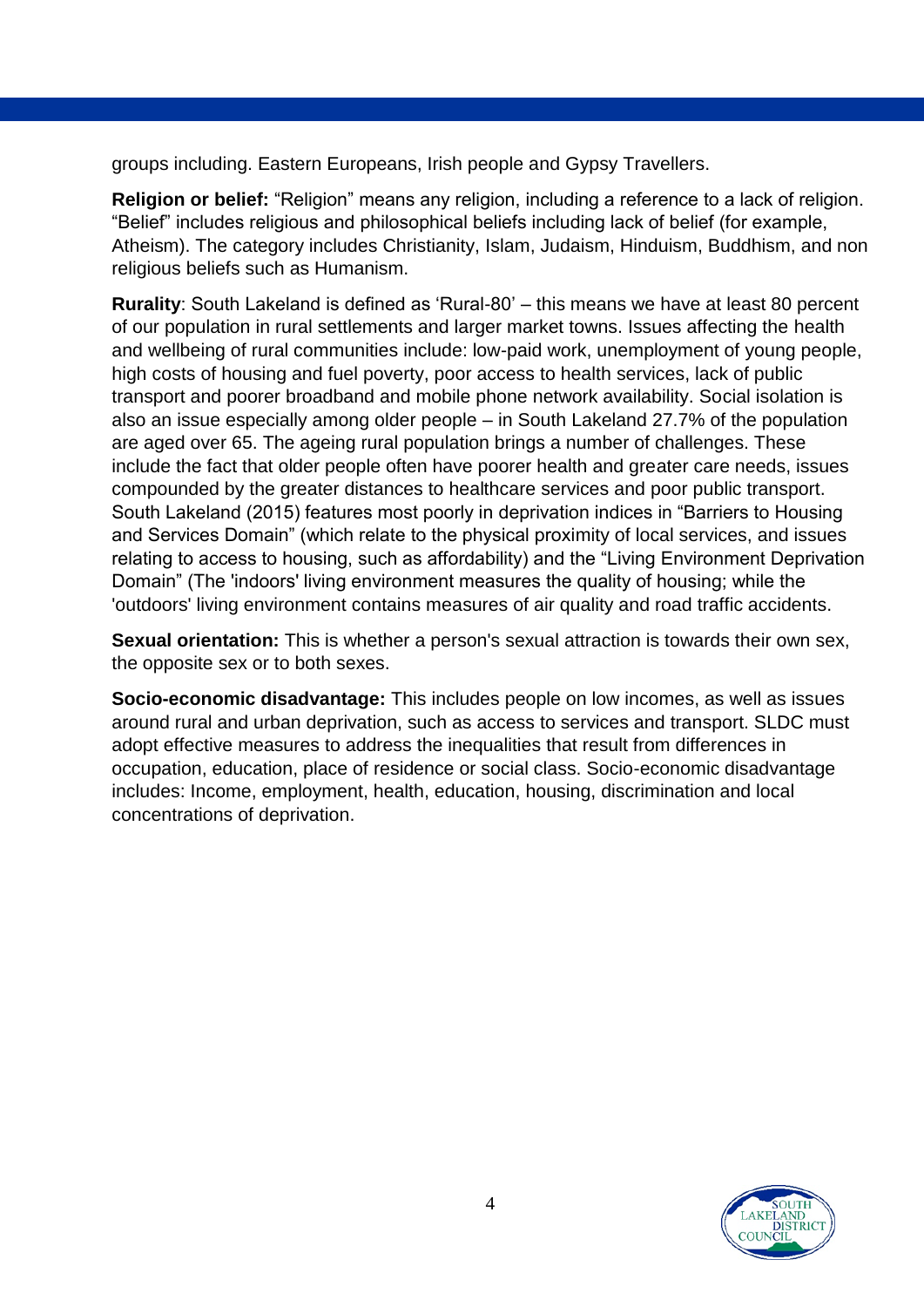groups including. Eastern Europeans, Irish people and Gypsy Travellers.

**Religion or belief:** "Religion" means any religion, including a reference to a lack of religion. "Belief" includes religious and philosophical beliefs including lack of belief (for example, Atheism). The category includes Christianity, Islam, Judaism, Hinduism, Buddhism, and non religious beliefs such as Humanism.

**Rurality**: South Lakeland is defined as 'Rural-80' – this means we have at least 80 percent of our population in rural settlements and larger market towns. Issues affecting the health and wellbeing of rural communities include: low-paid work, unemployment of young people, high costs of housing and fuel poverty, poor access to health services, lack of public transport and poorer broadband and mobile phone network availability. Social isolation is also an issue especially among older people – in South Lakeland 27.7% of the population are aged over 65. The ageing rural population brings a number of challenges. These include the fact that older people often have poorer health and greater care needs, issues compounded by the greater distances to healthcare services and poor public transport. South Lakeland (2015) features most poorly in deprivation indices in "Barriers to Housing and Services Domain" (which relate to the physical proximity of local services, and issues relating to access to housing, such as affordability) and the "Living Environment Deprivation Domain" (The 'indoors' living environment measures the quality of housing; while the 'outdoors' living environment contains measures of air quality and road traffic accidents.

**Sexual orientation:** This is whether a person's sexual attraction is towards their own sex, the opposite sex or to both sexes.

**Socio-economic disadvantage:** This includes people on low incomes, as well as issues around rural and urban deprivation, such as access to services and transport. SLDC must adopt effective measures to address the inequalities that result from differences in occupation, education, place of residence or social class. Socio-economic disadvantage includes: Income, employment, health, education, housing, discrimination and local concentrations of deprivation.